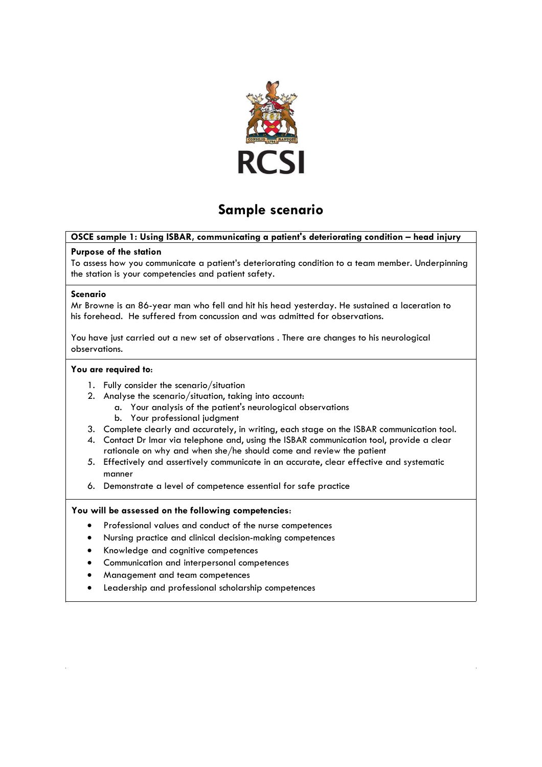RCSI

# Sample scenario

**OSCE sample 1: Using ISBAR, communicating a patient's deteriorating condition – head injury**

**Purpose of the station**

To assess how you communicate a patient's deteriorating condition to a team member. Underpinning the station is your competencies and patient safety.

**Scenario**

Mr Browne is an 86-year man who fell and hit his head yesterday. He sustained a laceration to his forehead. He suffered from concussion and was admitted for observations.

You have just carried out a new set of observations . There are changes to his neurological observations.

**You are required to:**

1. Fully consider the scenario/situation
2. Analyse the scenario/situation, taking into account:
   a. Your analysis of the patient's neurological observations
   b. Your professional judgment
3. Complete clearly and accurately, in writing, each stage on the ISBAR communication tool.
4. Contact Dr Imar via telephone and, using the ISBAR communication tool, provide a clear rationale on why and when she/he should come and review the patient
5. Effectively and assertively communicate in an accurate, clear effective and systematic manner
6. Demonstrate a level of competence essential for safe practice

**You will be assessed on the following competencies:**

- Professional values and conduct of the nurse competences
- Nursing practice and clinical decision-making competences
- Knowledge and cognitive competences
- Communication and interpersonal competences
- Management and team competences
- Leadership and professional scholarship competences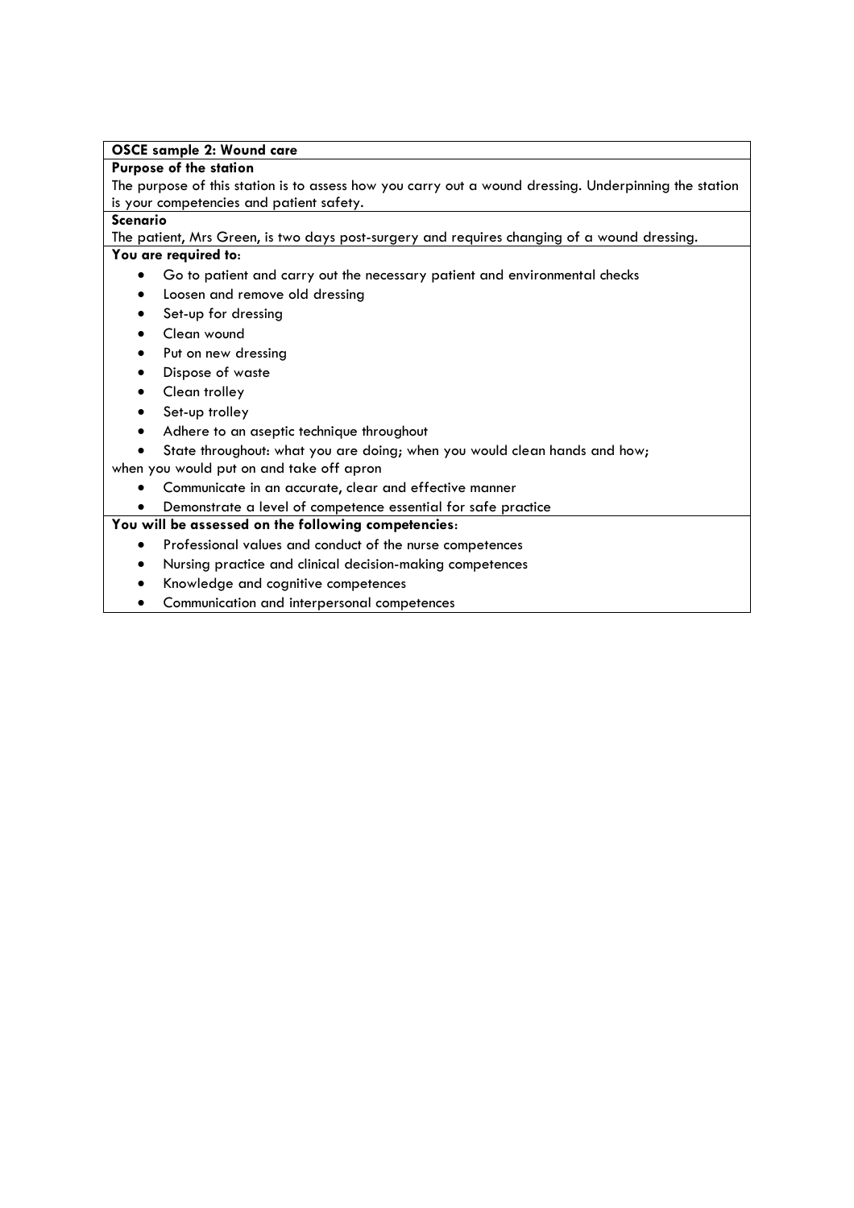**OSCE sample 2: Wound care**

**Purpose of the station**

The purpose of this station is to assess how you carry out a wound dressing. Underpinning the station is your competencies and patient safety.

**Scenario**

The patient, Mrs Green, is two days post-surgery and requires changing of a wound dressing.

**You are required to**:

- Go to patient and carry out the necessary patient and environmental checks
- Loosen and remove old dressing
- Set-up for dressing
- Clean wound
- Put on new dressing
- Dispose of waste
- Clean trolley
- Set-up trolley
- Adhere to an aseptic technique throughout
- State throughout: what you are doing; when you would clean hands and how;

when you would put on and take off apron

- Communicate in an accurate, clear and effective manner
- Demonstrate a level of competence essential for safe practice

**You will be assessed on the following competencies**:

- Professional values and conduct of the nurse competences
- Nursing practice and clinical decision-making competences
- Knowledge and cognitive competences
- Communication and interpersonal competences